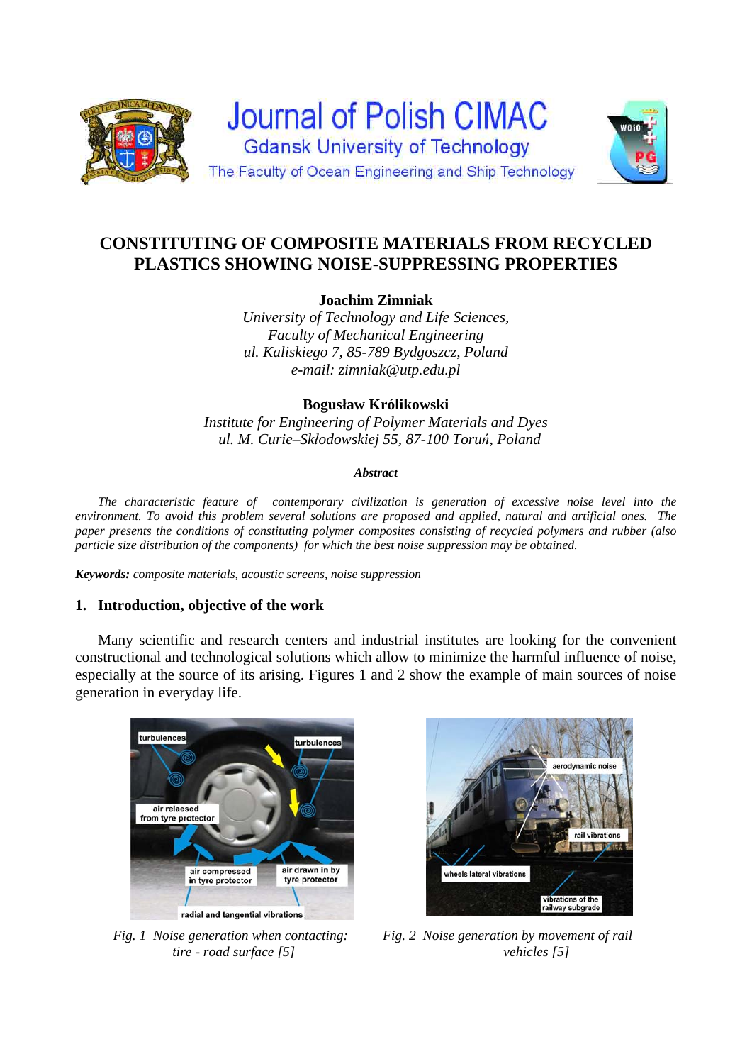# CONSTITUTING OF COMPOSITE MATERIALS FROM RECYCLED PLASTICS SHOWING NOISE-SUPPRESSING PROPERTIES

**Joachim Zimniak**
*University of Technology and Life Sciences,*
*Faculty of Mechanical Engineering*
*ul. Kaliskiego 7, 85-789 Bydgoszcz, Poland*
*e-mail: zimniak@utp.edu.pl*

**Bogusław Królikowski**
*Institute for Engineering of Polymer Materials and Dyes*
*ul. M. Curie–Skłodowskiej 55, 87-100 Toruń, Poland*

***Abstract***

*The characteristic feature of contemporary civilization is generation of excessive noise level into the environment. To avoid this problem several solutions are proposed and applied, natural and artificial ones. The paper presents the conditions of constituting polymer composites consisting of recycled polymers and rubber (also particle size distribution of the components) for which the best noise suppression may be obtained.*

***Keywords:*** *composite materials, acoustic screens, noise suppression*

## 1. Introduction, objective of the work

Many scientific and research centers and industrial institutes are looking for the convenient constructional and technological solutions which allow to minimize the harmful influence of noise, especially at the source of its arising. Figures 1 and 2 show the example of main sources of noise generation in everyday life.

*Fig. 1 Noise generation when contacting: tire - road surface [5]*

*Fig. 2 Noise generation by movement of rail vehicles [5]*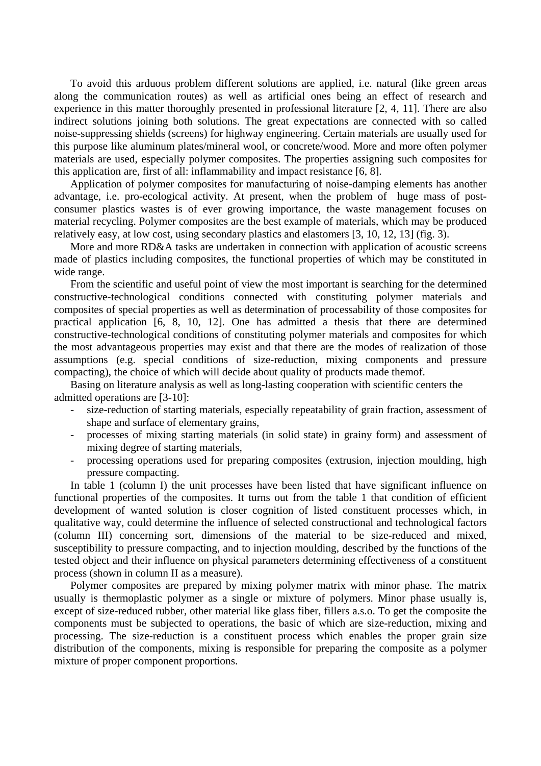To avoid this arduous problem different solutions are applied, i.e. natural (like green areas along the communication routes) as well as artificial ones being an effect of research and experience in this matter thoroughly presented in professional literature [2, 4, 11]. There are also indirect solutions joining both solutions. The great expectations are connected with so called noise-suppressing shields (screens) for highway engineering. Certain materials are usually used for this purpose like aluminum plates/mineral wool, or concrete/wood. More and more often polymer materials are used, especially polymer composites. The properties assigning such composites for this application are, first of all: inflammability and impact resistance [6, 8].

Application of polymer composites for manufacturing of noise-damping elements has another advantage, i.e. pro-ecological activity. At present, when the problem of huge mass of post-consumer plastics wastes is of ever growing importance, the waste management focuses on material recycling. Polymer composites are the best example of materials, which may be produced relatively easy, at low cost, using secondary plastics and elastomers [3, 10, 12, 13] (fig. 3).

More and more RD&A tasks are undertaken in connection with application of acoustic screens made of plastics including composites, the functional properties of which may be constituted in wide range.

From the scientific and useful point of view the most important is searching for the determined constructive-technological conditions connected with constituting polymer materials and composites of special properties as well as determination of processability of those composites for practical application [6, 8, 10, 12]. One has admitted a thesis that there are determined constructive-technological conditions of constituting polymer materials and composites for which the most advantageous properties may exist and that there are the modes of realization of those assumptions (e.g. special conditions of size-reduction, mixing components and pressure compacting), the choice of which will decide about quality of products made themof.

Basing on literature analysis as well as long-lasting cooperation with scientific centers the admitted operations are [3-10]:

- size-reduction of starting materials, especially repeatability of grain fraction, assessment of shape and surface of elementary grains,
- processes of mixing starting materials (in solid state) in grainy form) and assessment of mixing degree of starting materials,
- processing operations used for preparing composites (extrusion, injection moulding, high pressure compacting.

In table 1 (column I) the unit processes have been listed that have significant influence on functional properties of the composites. It turns out from the table 1 that condition of efficient development of wanted solution is closer cognition of listed constituent processes which, in qualitative way, could determine the influence of selected constructional and technological factors (column III) concerning sort, dimensions of the material to be size-reduced and mixed, susceptibility to pressure compacting, and to injection moulding, described by the functions of the tested object and their influence on physical parameters determining effectiveness of a constituent process (shown in column II as a measure).

Polymer composites are prepared by mixing polymer matrix with minor phase. The matrix usually is thermoplastic polymer as a single or mixture of polymers. Minor phase usually is, except of size-reduced rubber, other material like glass fiber, fillers a.s.o. To get the composite the components must be subjected to operations, the basic of which are size-reduction, mixing and processing. The size-reduction is a constituent process which enables the proper grain size distribution of the components, mixing is responsible for preparing the composite as a polymer mixture of proper component proportions.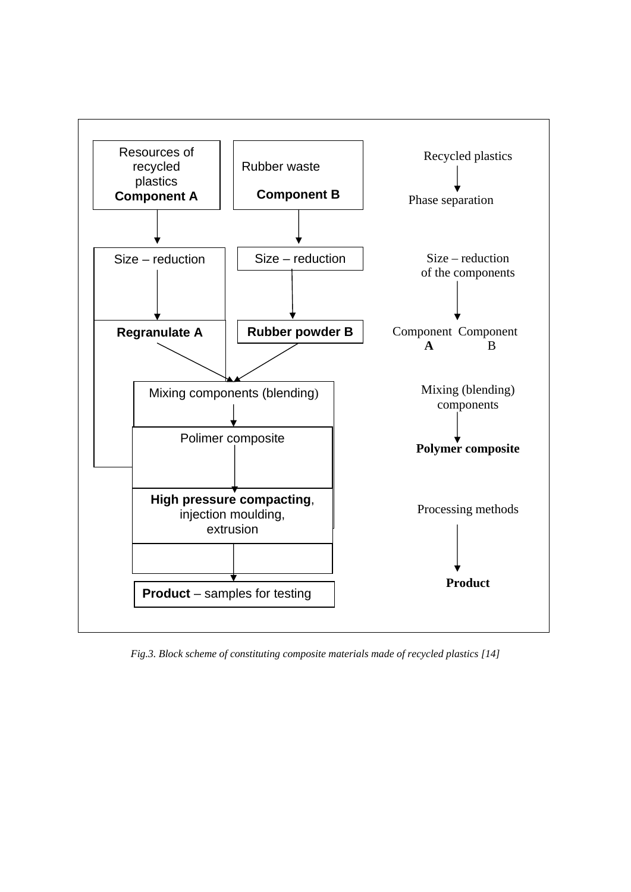Resources of recycled plastics
**Component A**

Rubber waste
**Component B**

Size – reduction

Size – reduction

**Regranulate A**

**Rubber powder B**

Mixing components (blending)

Polimer composite

**High pressure compacting**, injection moulding, extrusion

**Product** – samples for testing

Recycled plastics

Phase separation

Size – reduction of the components

Component **A** Component B

Mixing (blending) components

**Polymer composite**

Processing methods

**Product**

*Fig.3. Block scheme of constituting composite materials made of recycled plastics [14]*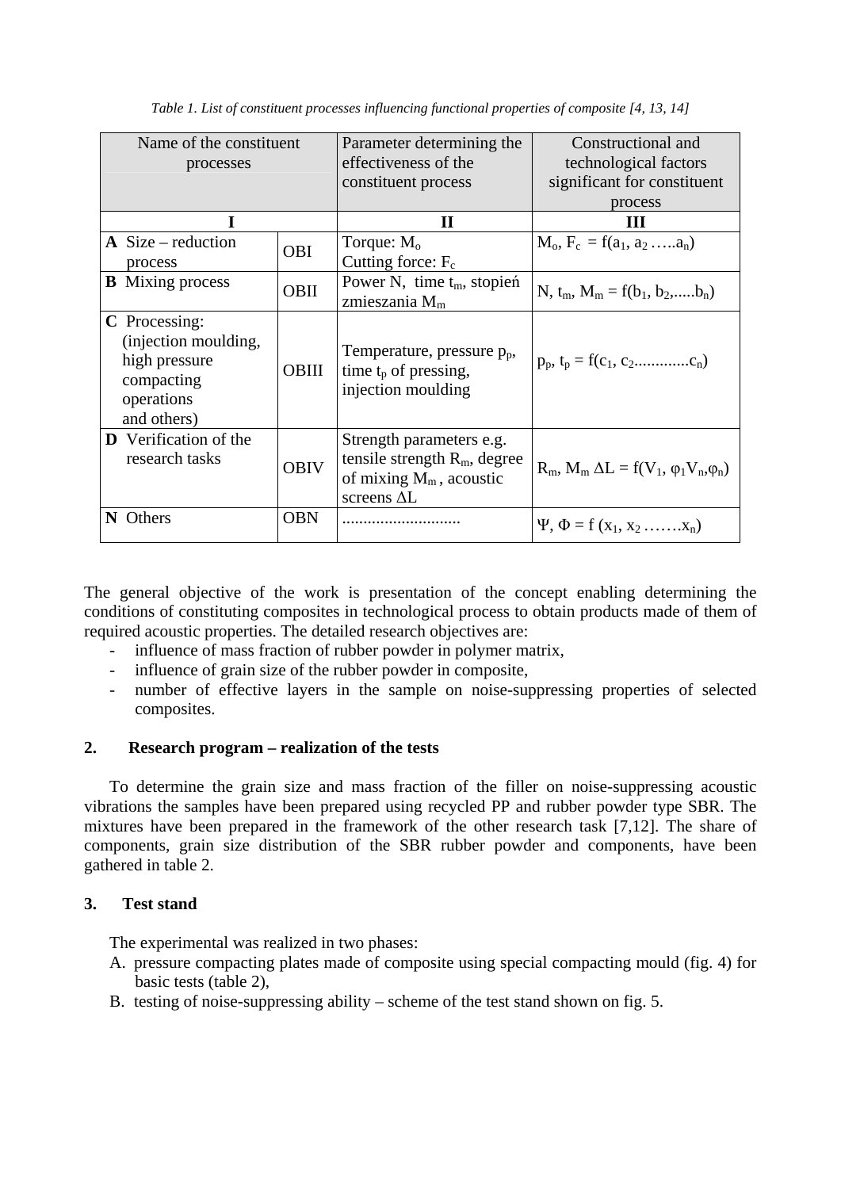*Table 1. List of constituent processes influencing functional properties of composite [4, 13, 14]*

| Name of the constituent processes | | Parameter determining the effectiveness of the constituent process | Constructional and technological factors significant for constituent process |
|---|---|---|---|
| **I** | | **II** | **III** |
| **A** Size – reduction process | OBI | Torque: $M_o$ Cutting force: $F_c$ | $M_o$, $F_c$ = f($a_1$, $a_2$ …..$a_n$) |
| **B** Mixing process | OBII | Power N, time $t_m$, stopień zmieszania $M_m$ | N, $t_m$, $M_m$ = f($b_1$, $b_2$,.....$b_n$) |
| **C** Processing: (injection moulding, high pressure compacting operations and others) | OBIII | Temperature, pressure $p_p$, time $t_p$ of pressing, injection moulding | $p_p$, $t_p$ = f($c_1$, $c_2$............$c_n$) |
| **D** Verification of the research tasks | OBIV | Strength parameters e.g. tensile strength $R_m$, degree of mixing $M_m$ , acoustic screens $\Delta L$ | $R_m$, $M_m$ $\Delta L$ = f($V_1$, $\varphi_1 V_n$,$\varphi_n$) |
| **N** Others | OBN | ........................... | $\Psi$, $\Phi$ = f ($x_1$, $x_2$ …….$x_n$) |

The general objective of the work is presentation of the concept enabling determining the conditions of constituting composites in technological process to obtain products made of them of required acoustic properties. The detailed research objectives are:

- influence of mass fraction of rubber powder in polymer matrix,
- influence of grain size of the rubber powder in composite,
- number of effective layers in the sample on noise-suppressing properties of selected composites.

## 2. Research program – realization of the tests

To determine the grain size and mass fraction of the filler on noise-suppressing acoustic vibrations the samples have been prepared using recycled PP and rubber powder type SBR. The mixtures have been prepared in the framework of the other research task [7,12]. The share of components, grain size distribution of the SBR rubber powder and components, have been gathered in table 2.

## 3. Test stand

The experimental was realized in two phases:

A. pressure compacting plates made of composite using special compacting mould (fig. 4) for basic tests (table 2),
B. testing of noise-suppressing ability – scheme of the test stand shown on fig. 5.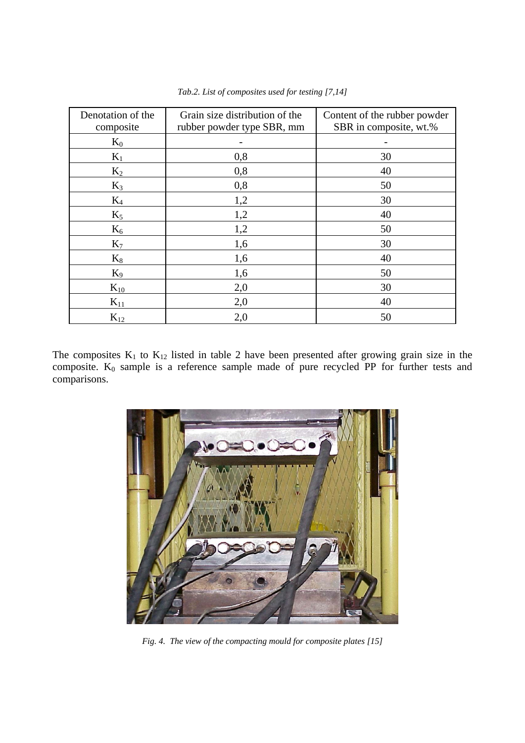*Tab.2. List of composites used for testing [7,14]*

| Denotation of the composite | Grain size distribution of the rubber powder type SBR, mm | Content of the rubber powder SBR in composite, wt.% |
|---|---|---|
| $K_0$ | - | - |
| $K_1$ | 0,8 | 30 |
| $K_2$ | 0,8 | 40 |
| $K_3$ | 0,8 | 50 |
| $K_4$ | 1,2 | 30 |
| $K_5$ | 1,2 | 40 |
| $K_6$ | 1,2 | 50 |
| $K_7$ | 1,6 | 30 |
| $K_8$ | 1,6 | 40 |
| $K_9$ | 1,6 | 50 |
| $K_{10}$ | 2,0 | 30 |
| $K_{11}$ | 2,0 | 40 |
| $K_{12}$ | 2,0 | 50 |

The composites $K_1$ to $K_{12}$ listed in table 2 have been presented after growing grain size in the composite. $K_0$ sample is a reference sample made of pure recycled PP for further tests and comparisons.

*Fig. 4. The view of the compacting mould for composite plates [15]*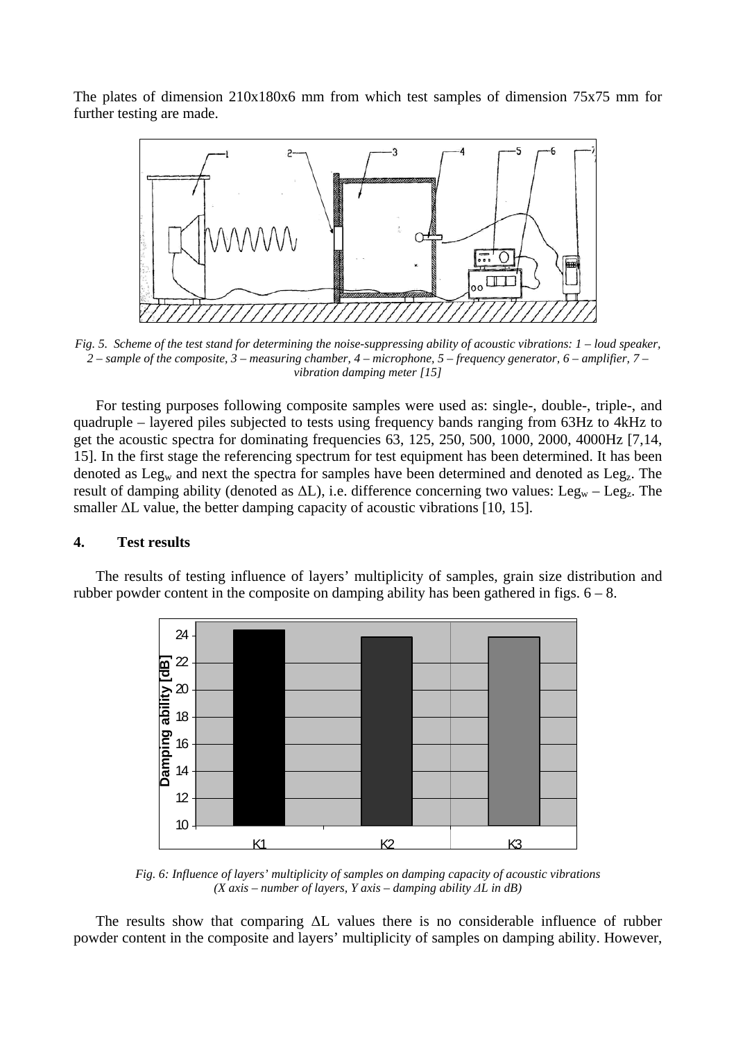The plates of dimension 210x180x6 mm from which test samples of dimension 75x75 mm for further testing are made.

*Fig. 5. Scheme of the test stand for determining the noise-suppressing ability of acoustic vibrations: 1 – loud speaker, 2 – sample of the composite, 3 – measuring chamber, 4 – microphone, 5 – frequency generator, 6 – amplifier, 7 – vibration damping meter [15]*

For testing purposes following composite samples were used as: single-, double-, triple-, and quadruple – layered piles subjected to tests using frequency bands ranging from 63Hz to 4kHz to get the acoustic spectra for dominating frequencies 63, 125, 250, 500, 1000, 2000, 4000Hz [7,14, 15]. In the first stage the referencing spectrum for test equipment has been determined. It has been denoted as $Leg_w$ and next the spectra for samples have been determined and denoted as $Leg_z$. The result of damping ability (denoted as $\Delta L$), i.e. difference concerning two values: $Leg_w – Leg_z$. The smaller $\Delta L$ value, the better damping capacity of acoustic vibrations [10, 15].

## 4. Test results

The results of testing influence of layers' multiplicity of samples, grain size distribution and rubber powder content in the composite on damping ability has been gathered in figs. 6 – 8.

*Fig. 6: Influence of layers' multiplicity of samples on damping capacity of acoustic vibrations (X axis – number of layers, Y axis – damping ability $\Delta L$ in dB)*

The results show that comparing $\Delta L$ values there is no considerable influence of rubber powder content in the composite and layers' multiplicity of samples on damping ability. However,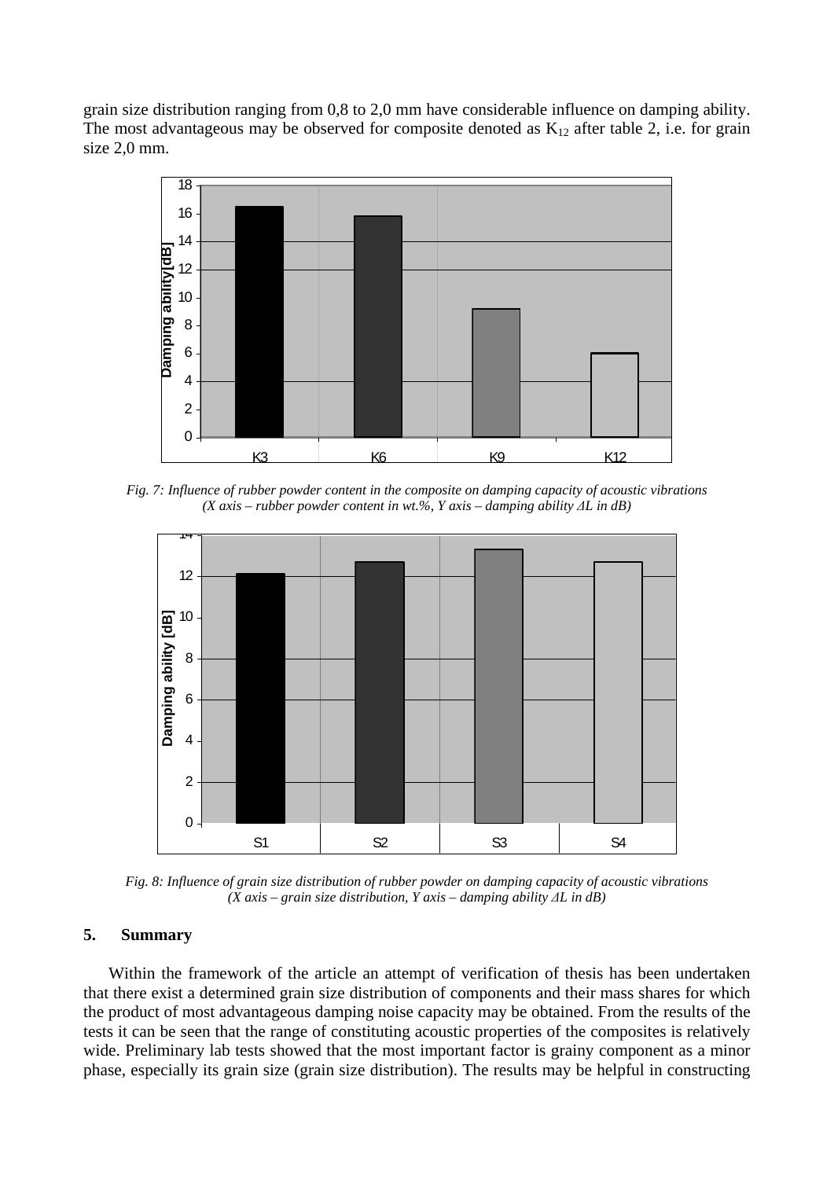grain size distribution ranging from 0,8 to 2,0 mm have considerable influence on damping ability. The most advantageous may be observed for composite denoted as $K_{12}$ after table 2, i.e. for grain size 2,0 mm.

*Fig. 7: Influence of rubber powder content in the composite on damping capacity of acoustic vibrations (X axis – rubber powder content in wt.%, Y axis – damping ability ΔL in dB)*

*Fig. 8: Influence of grain size distribution of rubber powder on damping capacity of acoustic vibrations (X axis – grain size distribution, Y axis – damping ability ΔL in dB)*

## 5. Summary

Within the framework of the article an attempt of verification of thesis has been undertaken that there exist a determined grain size distribution of components and their mass shares for which the product of most advantageous damping noise capacity may be obtained. From the results of the tests it can be seen that the range of constituting acoustic properties of the composites is relatively wide. Preliminary lab tests showed that the most important factor is grainy component as a minor phase, especially its grain size (grain size distribution). The results may be helpful in constructing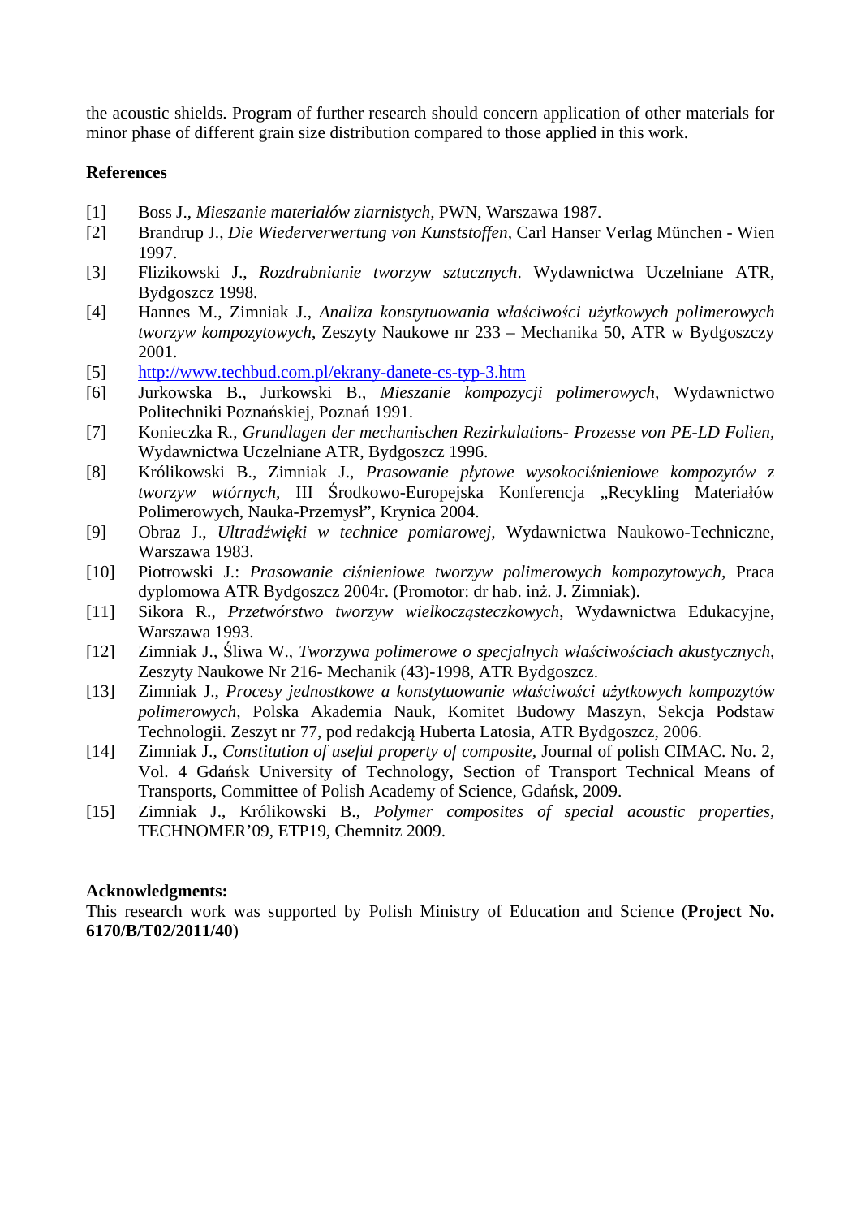the acoustic shields. Program of further research should concern application of other materials for minor phase of different grain size distribution compared to those applied in this work.

## References

[1] Boss J., *Mieszanie materiałów ziarnistych*, PWN, Warszawa 1987.

[2] Brandrup J., *Die Wiederverwertung von Kunststoffen*, Carl Hanser Verlag München - Wien 1997.

[3] Flizikowski J., *Rozdrabnianie tworzyw sztucznych*. Wydawnictwa Uczelniane ATR, Bydgoszcz 1998.

[4] Hannes M., Zimniak J., *Analiza konstytuowania właściwości użytkowych polimerowych tworzyw kompozytowych*, Zeszyty Naukowe nr 233 – Mechanika 50, ATR w Bydgoszczy 2001.

[5] http://www.techbud.com.pl/ekrany-danete-cs-typ-3.htm

[6] Jurkowska B., Jurkowski B., *Mieszanie kompozycji polimerowych*, Wydawnictwo Politechniki Poznańskiej, Poznań 1991.

[7] Konieczka R., *Grundlagen der mechanischen Rezirkulations- Prozesse von PE-LD Folien*, Wydawnictwa Uczelniane ATR, Bydgoszcz 1996.

[8] Królikowski B., Zimniak J., *Prasowanie płytowe wysokociśnieniowe kompozytów z tworzyw wtórnych*, III Środkowo-Europejska Konferencja „Recykling Materiałów Polimerowych, Nauka-Przemysł", Krynica 2004.

[9] Obraz J., *Ultradźwięki w technice pomiarowej*, Wydawnictwa Naukowo-Techniczne, Warszawa 1983.

[10] Piotrowski J.: *Prasowanie ciśnieniowe tworzyw polimerowych kompozytowych*, Praca dyplomowa ATR Bydgoszcz 2004r. (Promotor: dr hab. inż. J. Zimniak).

[11] Sikora R., *Przetwórstwo tworzyw wielkocząsteczkowych*, Wydawnictwa Edukacyjne, Warszawa 1993.

[12] Zimniak J., Śliwa W., *Tworzywa polimerowe o specjalnych właściwościach akustycznych*, Zeszyty Naukowe Nr 216- Mechanik (43)-1998, ATR Bydgoszcz.

[13] Zimniak J., *Procesy jednostkowe a konstytuowanie właściwości użytkowych kompozytów polimerowych*, Polska Akademia Nauk, Komitet Budowy Maszyn, Sekcja Podstaw Technologii. Zeszyt nr 77, pod redakcją Huberta Latosia, ATR Bydgoszcz, 2006.

[14] Zimniak J., *Constitution of useful property of composite*, Journal of polish CIMAC. No. 2, Vol. 4 Gdańsk University of Technology, Section of Transport Technical Means of Transports, Committee of Polish Academy of Science, Gdańsk, 2009.

[15] Zimniak J., Królikowski B., *Polymer composites of special acoustic properties*, TECHNOMER'09, ETP19, Chemnitz 2009.

**Acknowledgments:**

This research work was supported by Polish Ministry of Education and Science (**Project No. 6170/B/T02/2011/40**)